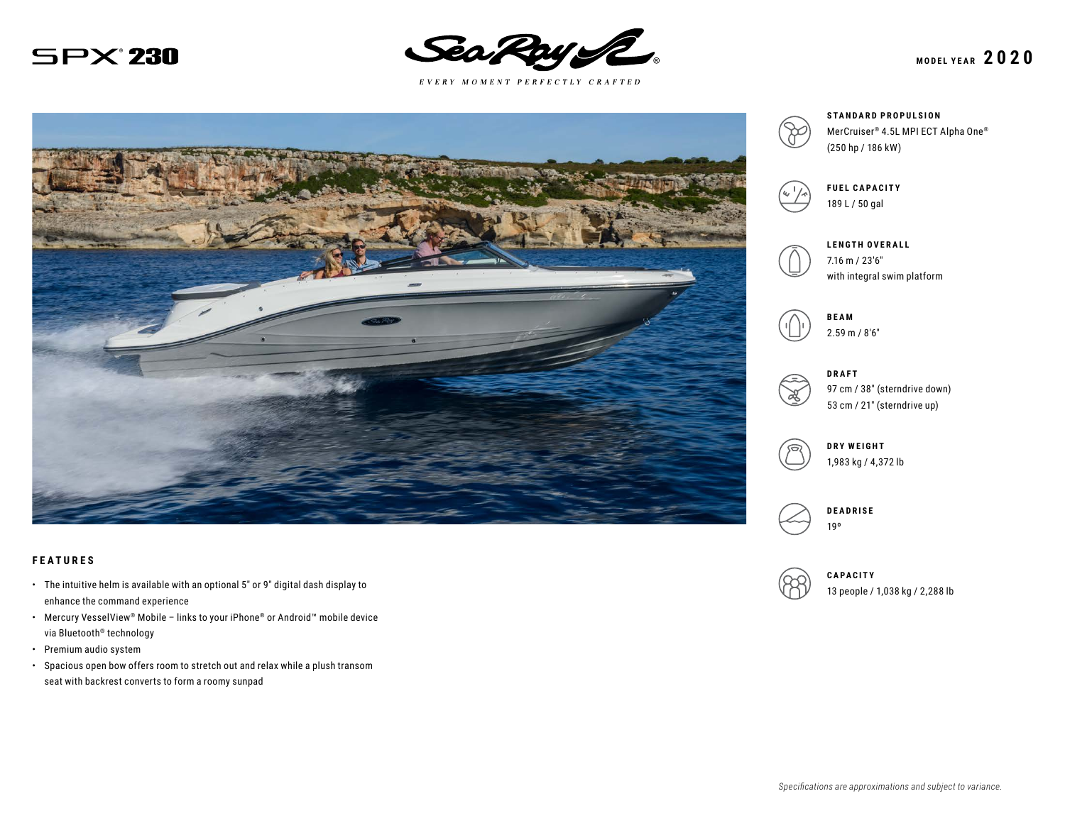# SPX® 230

Sea Ray®

*EVERY MOMENT PERFECTLY CRAFTED*

**MODEL YEAR 2020**

**STANDARD PROPULSION**
MerCruiser® 4.5L MPI ECT Alpha One®
(250 hp / 186 kW)

**FUEL CAPACITY**
189 L / 50 gal

**LENGTH OVERALL**
7.16 m / 23'6"
with integral swim platform

**BEAM**
2.59 m / 8'6"

**DRAFT**
97 cm / 38" (sterndrive down)
53 cm / 21" (sterndrive up)

**DRY WEIGHT**
1,983 kg / 4,372 lb

**DEADRISE**
19º

**CAPACITY**
13 people / 1,038 kg / 2,288 lb

## FEATURES

- The intuitive helm is available with an optional 5" or 9" digital dash display to enhance the command experience
- Mercury VesselView® Mobile – links to your iPhone® or Android™ mobile device via Bluetooth® technology
- Premium audio system
- Spacious open bow offers room to stretch out and relax while a plush transom seat with backrest converts to form a roomy sunpad

*Specifications are approximations and subject to variance.*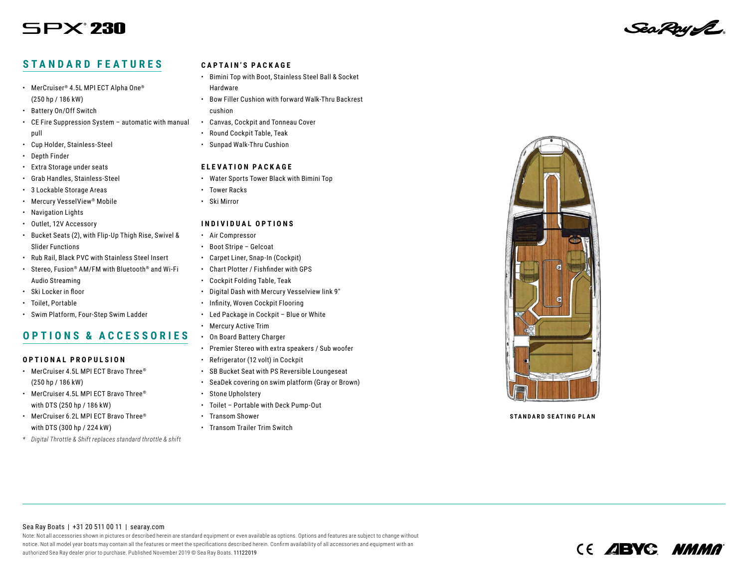# SPX® 230

## STANDARD FEATURES

- MerCruiser® 4.5L MPI ECT Alpha One® (250 hp / 186 kW)
- Battery On/Off Switch
- CE Fire Suppression System – automatic with manual pull
- Cup Holder, Stainless-Steel
- Depth Finder
- Extra Storage under seats
- Grab Handles, Stainless-Steel
- 3 Lockable Storage Areas
- Mercury VesselView® Mobile
- Navigation Lights
- Outlet, 12V Accessory
- Bucket Seats (2), with Flip-Up Thigh Rise, Swivel & Slider Functions
- Rub Rail, Black PVC with Stainless Steel Insert
- Stereo, Fusion® AM/FM with Bluetooth® and Wi-Fi Audio Streaming
- Ski Locker in floor
- Toilet, Portable
- Swim Platform, Four-Step Swim Ladder

## OPTIONS & ACCESSORIES

### OPTIONAL PROPULSION

- MerCruiser 4.5L MPI ECT Bravo Three® (250 hp / 186 kW)
- MerCruiser 4.5L MPI ECT Bravo Three® with DTS (250 hp / 186 kW)
- MerCruiser 6.2L MPI ECT Bravo Three® with DTS (300 hp / 224 kW)

*\* Digital Throttle & Shift replaces standard throttle & shift*

### CAPTAIN'S PACKAGE

- Bimini Top with Boot, Stainless Steel Ball & Socket Hardware
- Bow Filler Cushion with forward Walk-Thru Backrest cushion
- Canvas, Cockpit and Tonneau Cover
- Round Cockpit Table, Teak
- Sunpad Walk-Thru Cushion

### ELEVATION PACKAGE

- Water Sports Tower Black with Bimini Top
- Tower Racks
- Ski Mirror

### INDIVIDUAL OPTIONS

- Air Compressor
- Boot Stripe – Gelcoat
- Carpet Liner, Snap-In (Cockpit)
- Chart Plotter / Fishfinder with GPS
- Cockpit Folding Table, Teak
- Digital Dash with Mercury Vesselview link 9"
- Infinity, Woven Cockpit Flooring
- Led Package in Cockpit – Blue or White
- Mercury Active Trim
- On Board Battery Charger
- Premier Stereo with extra speakers / Sub woofer
- Refrigerator (12 volt) in Cockpit
- SB Bucket Seat with PS Reversible Loungeseat
- SeaDek covering on swim platform (Gray or Brown)
- Stone Upholstery
- Toilet – Portable with Deck Pump-Out
- Transom Shower
- Transom Trailer Trim Switch

STANDARD SEATING PLAN

Sea Ray Boats | +31 20 511 00 11 | searay.com

Note: Not all accessories shown in pictures or described herein are standard equipment or even available as options. Options and features are subject to change without notice. Not all model year boats may contain all the features or meet the specifications described herein. Confirm availability of all accessories and equipment with an authorized Sea Ray dealer prior to purchase. Published November 2019 © Sea Ray Boats. 11122019